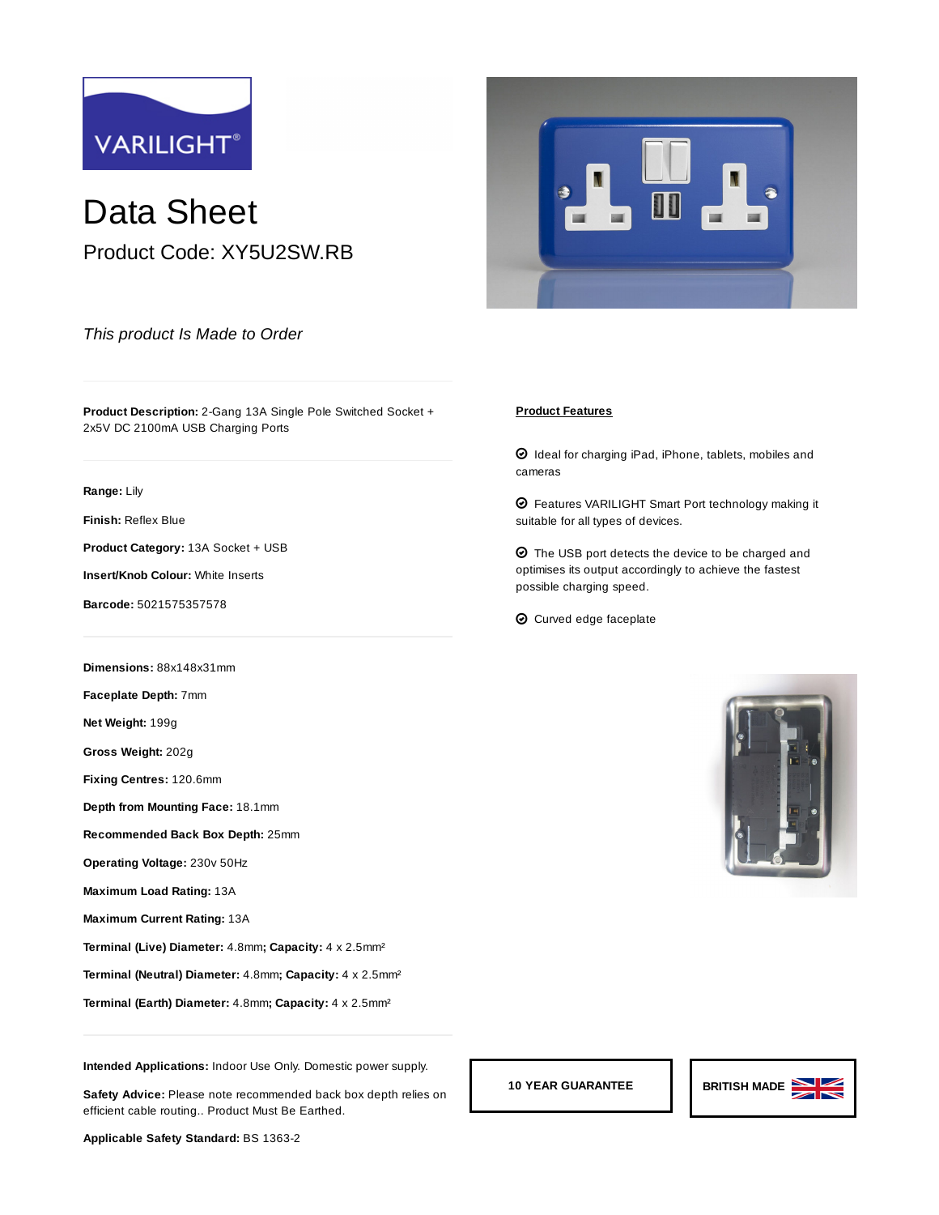VARILIGHT®

# Data Sheet

## Product Code: XY5U2SW.RB

*This product Is Made to Order*

**Product Description:** 2-Gang 13A Single Pole Switched Socket + 2x5V DC 2100mA USB Charging Ports

**Range:** Lily

**Finish:** Reflex Blue

**Product Category:** 13A Socket + USB

**Insert/Knob Colour:** White Inserts

**Barcode:** 5021575357578

**Dimensions:** 88x148x31mm

**Faceplate Depth:** 7mm

**Net Weight:** 199g

**Gross Weight:** 202g

**Fixing Centres:** 120.6mm

**Depth from Mounting Face:** 18.1mm

**Recommended Back Box Depth:** 25mm

**Operating Voltage:** 230v 50Hz

**Maximum Load Rating:** 13A

**Maximum Current Rating:** 13A

**Terminal (Live) Diameter:** 4.8mm; **Capacity:** 4 x $2.5mm^2$

**Terminal (Neutral) Diameter:** 4.8mm; **Capacity:** 4 x $2.5mm^2$

**Terminal (Earth) Diameter:** 4.8mm; **Capacity:** 4 x $2.5mm^2$

**Intended Applications:** Indoor Use Only. Domestic power supply.

**Safety Advice:** Please note recommended back box depth relies on efficient cable routing.. Product Must Be Earthed.

**Applicable Safety Standard:** BS 1363-2

**Product Features**

- Ideal for charging iPad, iPhone, tablets, mobiles and cameras
- Features VARILIGHT Smart Port technology making it suitable for all types of devices.
- The USB port detects the device to be charged and optimises its output accordingly to achieve the fastest possible charging speed.
- Curved edge faceplate

**10 YEAR GUARANTEE**

**BRITISH MADE**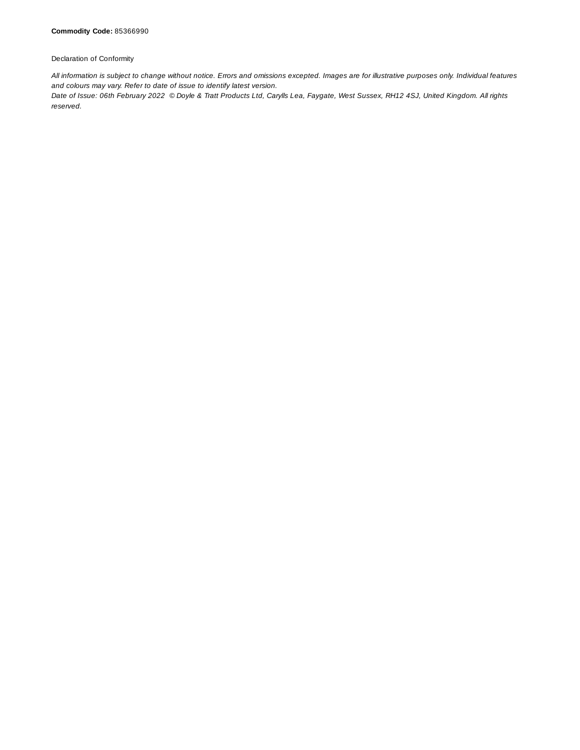**Commodity Code:** 85366990

Declaration of Conformity

*All information is subject to change without notice. Errors and omissions excepted. Images are for illustrative purposes only. Individual features and colours may vary. Refer to date of issue to identify latest version.*
*Date of Issue: 06th February 2022 © Doyle & Tratt Products Ltd, Carylls Lea, Faygate, West Sussex, RH12 4SJ, United Kingdom. All rights reserved.*